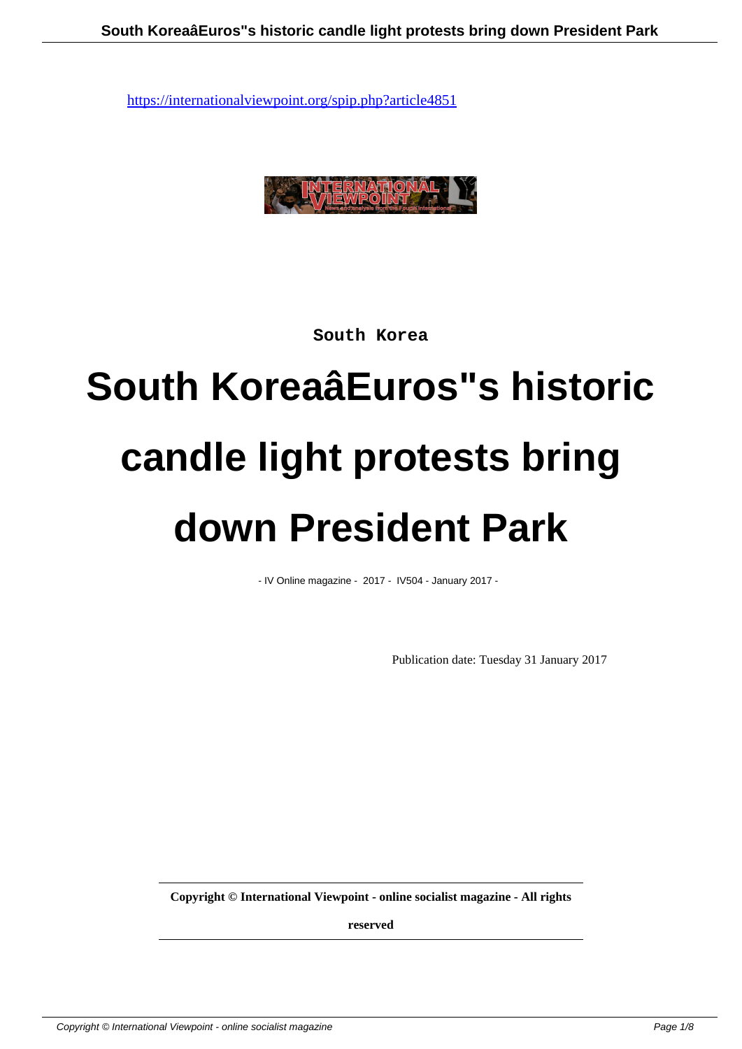https://internationalviewpoint.org/spip.php?article4851

South Korea

# South KoreaâEuros"s historic candle light protests bring down President Park

- IV Online magazine - 2017 - IV504 - January 2017 -

Publication date: Tuesday 31 January 2017

**Copyright © International Viewpoint - online socialist magazine - All rights reserved**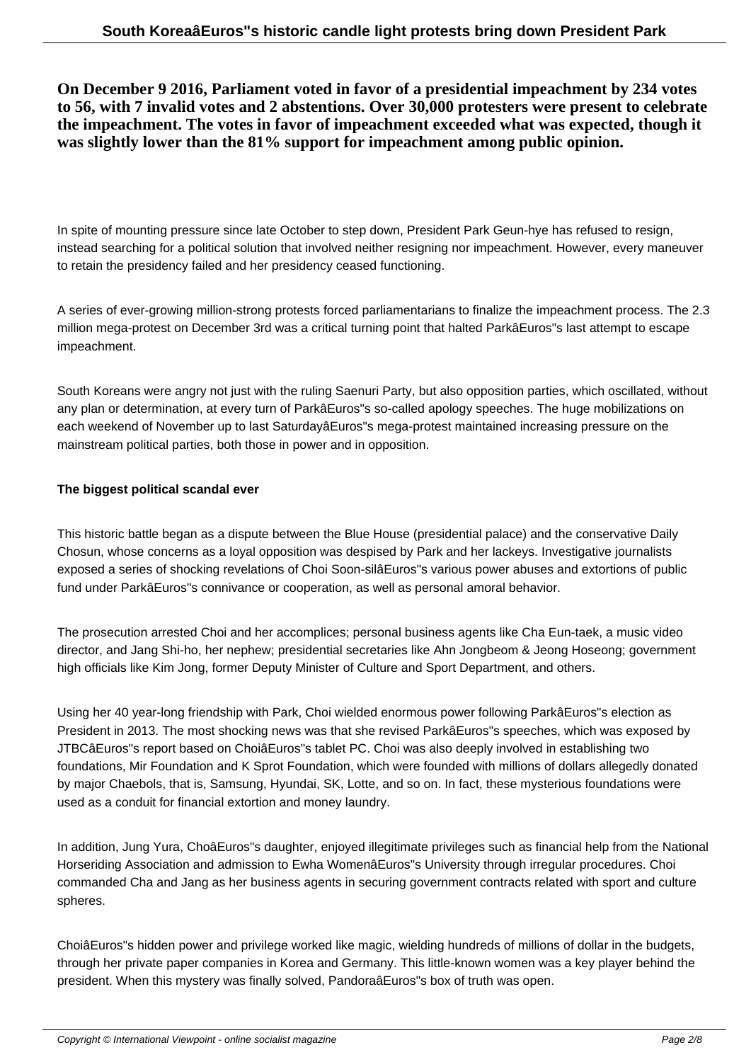**On December 9 2016, Parliament voted in favor of a presidential impeachment by 234 votes to 56, with 7 invalid votes and 2 abstentions. Over 30,000 protesters were present to celebrate the impeachment. The votes in favor of impeachment exceeded what was expected, though it was slightly lower than the 81% support for impeachment among public opinion.**

In spite of mounting pressure since late October to step down, President Park Geun-hye has refused to resign, instead searching for a political solution that involved neither resigning nor impeachment. However, every maneuver to retain the presidency failed and her presidency ceased functioning.

A series of ever-growing million-strong protests forced parliamentarians to finalize the impeachment process. The 2.3 million mega-protest on December 3rd was a critical turning point that halted ParkâEuros"s last attempt to escape impeachment.

South Koreans were angry not just with the ruling Saenuri Party, but also opposition parties, which oscillated, without any plan or determination, at every turn of ParkâEuros"s so-called apology speeches. The huge mobilizations on each weekend of November up to last SaturdayâEuros"s mega-protest maintained increasing pressure on the mainstream political parties, both those in power and in opposition.

**The biggest political scandal ever**

This historic battle began as a dispute between the Blue House (presidential palace) and the conservative Daily Chosun, whose concerns as a loyal opposition was despised by Park and her lackeys. Investigative journalists exposed a series of shocking revelations of Choi Soon-silâEuros"s various power abuses and extortions of public fund under ParkâEuros"s connivance or cooperation, as well as personal amoral behavior.

The prosecution arrested Choi and her accomplices; personal business agents like Cha Eun-taek, a music video director, and Jang Shi-ho, her nephew; presidential secretaries like Ahn Jongbeom & Jeong Hoseong; government high officials like Kim Jong, former Deputy Minister of Culture and Sport Department, and others.

Using her 40 year-long friendship with Park, Choi wielded enormous power following ParkâEuros"s election as President in 2013. The most shocking news was that she revised ParkâEuros"s speeches, which was exposed by JTBCâEuros"s report based on ChoiâEuros"s tablet PC. Choi was also deeply involved in establishing two foundations, Mir Foundation and K Sprot Foundation, which were founded with millions of dollars allegedly donated by major Chaebols, that is, Samsung, Hyundai, SK, Lotte, and so on. In fact, these mysterious foundations were used as a conduit for financial extortion and money laundry.

In addition, Jung Yura, ChoâEuros"s daughter, enjoyed illegitimate privileges such as financial help from the National Horseriding Association and admission to Ewha WomenâEuros"s University through irregular procedures. Choi commanded Cha and Jang as her business agents in securing government contracts related with sport and culture spheres.

ChoiâEuros"s hidden power and privilege worked like magic, wielding hundreds of millions of dollar in the budgets, through her private paper companies in Korea and Germany. This little-known women was a key player behind the president. When this mystery was finally solved, PandoraâEuros"s box of truth was open.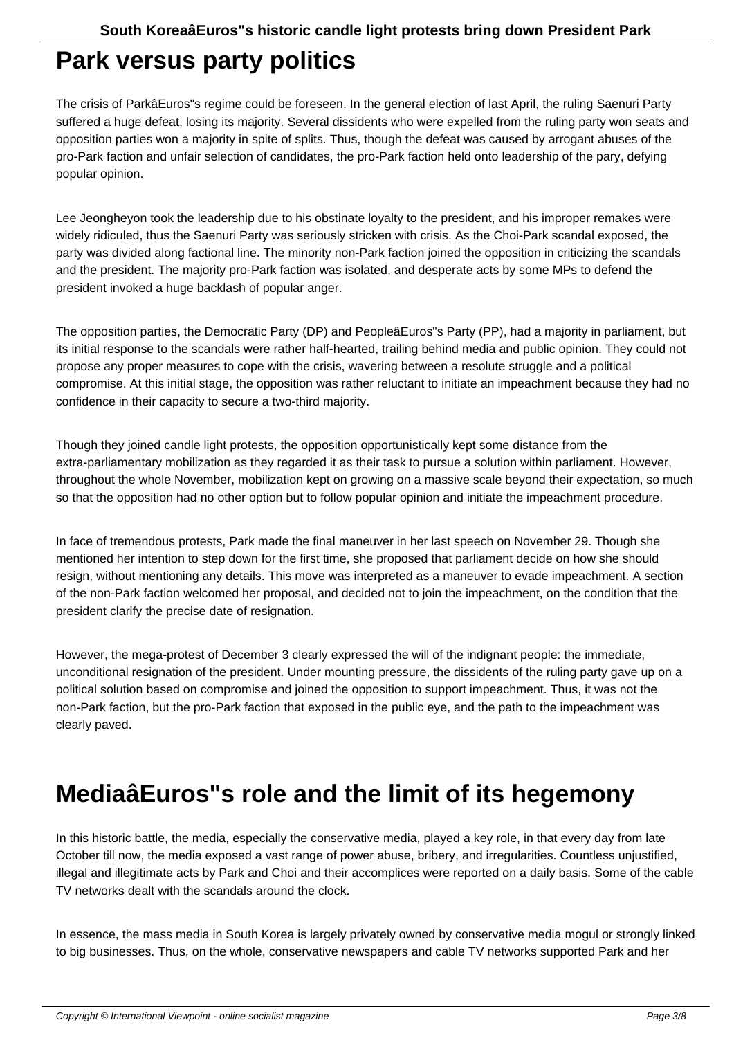# Park versus party politics

The crisis of ParkâEuros"s regime could be foreseen. In the general election of last April, the ruling Saenuri Party suffered a huge defeat, losing its majority. Several dissidents who were expelled from the ruling party won seats and opposition parties won a majority in spite of splits. Thus, though the defeat was caused by arrogant abuses of the pro-Park faction and unfair selection of candidates, the pro-Park faction held onto leadership of the pary, defying popular opinion.

Lee Jeongheyon took the leadership due to his obstinate loyalty to the president, and his improper remakes were widely ridiculed, thus the Saenuri Party was seriously stricken with crisis. As the Choi-Park scandal exposed, the party was divided along factional line. The minority non-Park faction joined the opposition in criticizing the scandals and the president. The majority pro-Park faction was isolated, and desperate acts by some MPs to defend the president invoked a huge backlash of popular anger.

The opposition parties, the Democratic Party (DP) and PeopleâEuros"s Party (PP), had a majority in parliament, but its initial response to the scandals were rather half-hearted, trailing behind media and public opinion. They could not propose any proper measures to cope with the crisis, wavering between a resolute struggle and a political compromise. At this initial stage, the opposition was rather reluctant to initiate an impeachment because they had no confidence in their capacity to secure a two-third majority.

Though they joined candle light protests, the opposition opportunistically kept some distance from the extra-parliamentary mobilization as they regarded it as their task to pursue a solution within parliament. However, throughout the whole November, mobilization kept on growing on a massive scale beyond their expectation, so much so that the opposition had no other option but to follow popular opinion and initiate the impeachment procedure.

In face of tremendous protests, Park made the final maneuver in her last speech on November 29. Though she mentioned her intention to step down for the first time, she proposed that parliament decide on how she should resign, without mentioning any details. This move was interpreted as a maneuver to evade impeachment. A section of the non-Park faction welcomed her proposal, and decided not to join the impeachment, on the condition that the president clarify the precise date of resignation.

However, the mega-protest of December 3 clearly expressed the will of the indignant people: the immediate, unconditional resignation of the president. Under mounting pressure, the dissidents of the ruling party gave up on a political solution based on compromise and joined the opposition to support impeachment. Thus, it was not the non-Park faction, but the pro-Park faction that exposed in the public eye, and the path to the impeachment was clearly paved.

# MediaâEuros"s role and the limit of its hegemony

In this historic battle, the media, especially the conservative media, played a key role, in that every day from late October till now, the media exposed a vast range of power abuse, bribery, and irregularities. Countless unjustified, illegal and illegitimate acts by Park and Choi and their accomplices were reported on a daily basis. Some of the cable TV networks dealt with the scandals around the clock.

In essence, the mass media in South Korea is largely privately owned by conservative media mogul or strongly linked to big businesses. Thus, on the whole, conservative newspapers and cable TV networks supported Park and her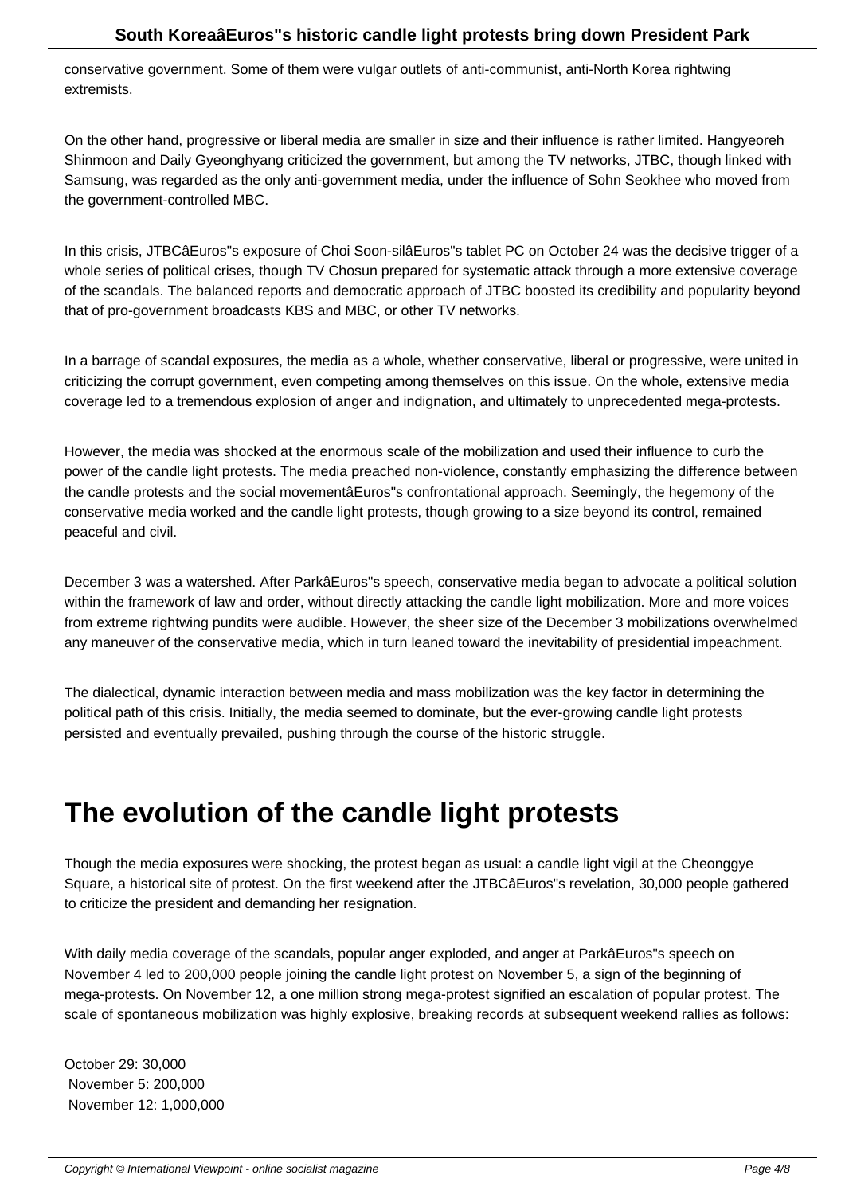conservative government. Some of them were vulgar outlets of anti-communist, anti-North Korea rightwing extremists.

On the other hand, progressive or liberal media are smaller in size and their influence is rather limited. Hangyeoreh Shinmoon and Daily Gyeonghyang criticized the government, but among the TV networks, JTBC, though linked with Samsung, was regarded as the only anti-government media, under the influence of Sohn Seokhee who moved from the government-controlled MBC.

In this crisis, JTBCâEuros"s exposure of Choi Soon-silâEuros"s tablet PC on October 24 was the decisive trigger of a whole series of political crises, though TV Chosun prepared for systematic attack through a more extensive coverage of the scandals. The balanced reports and democratic approach of JTBC boosted its credibility and popularity beyond that of pro-government broadcasts KBS and MBC, or other TV networks.

In a barrage of scandal exposures, the media as a whole, whether conservative, liberal or progressive, were united in criticizing the corrupt government, even competing among themselves on this issue. On the whole, extensive media coverage led to a tremendous explosion of anger and indignation, and ultimately to unprecedented mega-protests.

However, the media was shocked at the enormous scale of the mobilization and used their influence to curb the power of the candle light protests. The media preached non-violence, constantly emphasizing the difference between the candle protests and the social movementâEuros"s confrontational approach. Seemingly, the hegemony of the conservative media worked and the candle light protests, though growing to a size beyond its control, remained peaceful and civil.

December 3 was a watershed. After ParkâEuros"s speech, conservative media began to advocate a political solution within the framework of law and order, without directly attacking the candle light mobilization. More and more voices from extreme rightwing pundits were audible. However, the sheer size of the December 3 mobilizations overwhelmed any maneuver of the conservative media, which in turn leaned toward the inevitability of presidential impeachment.

The dialectical, dynamic interaction between media and mass mobilization was the key factor in determining the political path of this crisis. Initially, the media seemed to dominate, but the ever-growing candle light protests persisted and eventually prevailed, pushing through the course of the historic struggle.

# The evolution of the candle light protests

Though the media exposures were shocking, the protest began as usual: a candle light vigil at the Cheonggye Square, a historical site of protest. On the first weekend after the JTBCâEuros"s revelation, 30,000 people gathered to criticize the president and demanding her resignation.

With daily media coverage of the scandals, popular anger exploded, and anger at ParkâEuros"s speech on November 4 led to 200,000 people joining the candle light protest on November 5, a sign of the beginning of mega-protests. On November 12, a one million strong mega-protest signified an escalation of popular protest. The scale of spontaneous mobilization was highly explosive, breaking records at subsequent weekend rallies as follows:

October 29: 30,000
November 5: 200,000
November 12: 1,000,000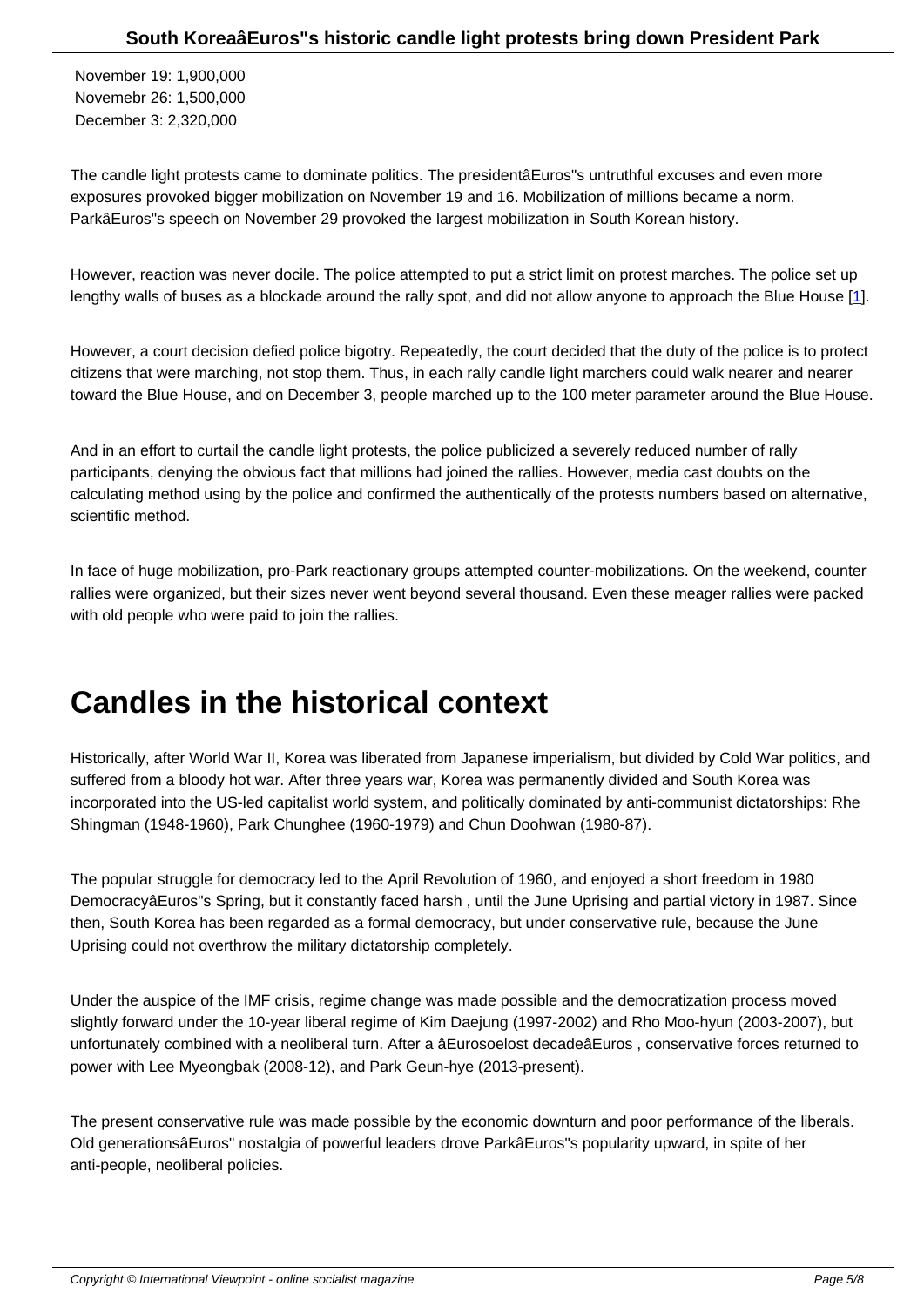November 19: 1,900,000
Novemebr 26: 1,500,000
December 3: 2,320,000

The candle light protests came to dominate politics. The presidentâEuros"s untruthful excuses and even more exposures provoked bigger mobilization on November 19 and 16. Mobilization of millions became a norm. ParkâEuros"s speech on November 29 provoked the largest mobilization in South Korean history.

However, reaction was never docile. The police attempted to put a strict limit on protest marches. The police set up lengthy walls of buses as a blockade around the rally spot, and did not allow anyone to approach the Blue House [1].

However, a court decision defied police bigotry. Repeatedly, the court decided that the duty of the police is to protect citizens that were marching, not stop them. Thus, in each rally candle light marchers could walk nearer and nearer toward the Blue House, and on December 3, people marched up to the 100 meter parameter around the Blue House.

And in an effort to curtail the candle light protests, the police publicized a severely reduced number of rally participants, denying the obvious fact that millions had joined the rallies. However, media cast doubts on the calculating method using by the police and confirmed the authentically of the protests numbers based on alternative, scientific method.

In face of huge mobilization, pro-Park reactionary groups attempted counter-mobilizations. On the weekend, counter rallies were organized, but their sizes never went beyond several thousand. Even these meager rallies were packed with old people who were paid to join the rallies.

# Candles in the historical context

Historically, after World War II, Korea was liberated from Japanese imperialism, but divided by Cold War politics, and suffered from a bloody hot war. After three years war, Korea was permanently divided and South Korea was incorporated into the US-led capitalist world system, and politically dominated by anti-communist dictatorships: Rhe Shingman (1948-1960), Park Chunghee (1960-1979) and Chun Doohwan (1980-87).

The popular struggle for democracy led to the April Revolution of 1960, and enjoyed a short freedom in 1980 DemocracyâEuros"s Spring, but it constantly faced harsh , until the June Uprising and partial victory in 1987. Since then, South Korea has been regarded as a formal democracy, but under conservative rule, because the June Uprising could not overthrow the military dictatorship completely.

Under the auspice of the IMF crisis, regime change was made possible and the democratization process moved slightly forward under the 10-year liberal regime of Kim Daejung (1997-2002) and Rho Moo-hyun (2003-2007), but unfortunately combined with a neoliberal turn. After a âEurosoelost decadeâEuros , conservative forces returned to power with Lee Myeongbak (2008-12), and Park Geun-hye (2013-present).

The present conservative rule was made possible by the economic downturn and poor performance of the liberals. Old generationsâEuros" nostalgia of powerful leaders drove ParkâEuros"s popularity upward, in spite of her anti-people, neoliberal policies.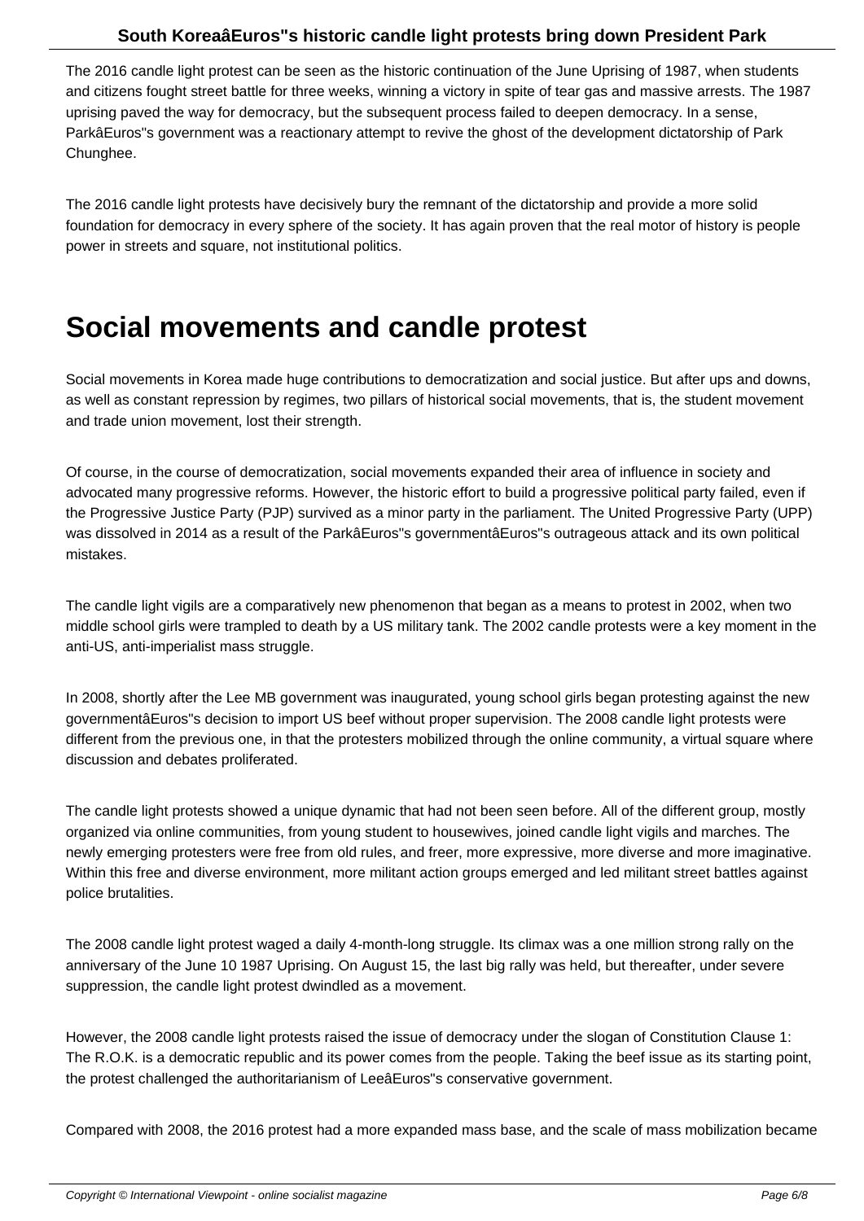The 2016 candle light protest can be seen as the historic continuation of the June Uprising of 1987, when students and citizens fought street battle for three weeks, winning a victory in spite of tear gas and massive arrests. The 1987 uprising paved the way for democracy, but the subsequent process failed to deepen democracy. In a sense, ParkâEuros"s government was a reactionary attempt to revive the ghost of the development dictatorship of Park Chunghee.

The 2016 candle light protests have decisively bury the remnant of the dictatorship and provide a more solid foundation for democracy in every sphere of the society. It has again proven that the real motor of history is people power in streets and square, not institutional politics.

# Social movements and candle protest

Social movements in Korea made huge contributions to democratization and social justice. But after ups and downs, as well as constant repression by regimes, two pillars of historical social movements, that is, the student movement and trade union movement, lost their strength.

Of course, in the course of democratization, social movements expanded their area of influence in society and advocated many progressive reforms. However, the historic effort to build a progressive political party failed, even if the Progressive Justice Party (PJP) survived as a minor party in the parliament. The United Progressive Party (UPP) was dissolved in 2014 as a result of the ParkâEuros"s governmentâEuros"s outrageous attack and its own political mistakes.

The candle light vigils are a comparatively new phenomenon that began as a means to protest in 2002, when two middle school girls were trampled to death by a US military tank. The 2002 candle protests were a key moment in the anti-US, anti-imperialist mass struggle.

In 2008, shortly after the Lee MB government was inaugurated, young school girls began protesting against the new governmentâEuros"s decision to import US beef without proper supervision. The 2008 candle light protests were different from the previous one, in that the protesters mobilized through the online community, a virtual square where discussion and debates proliferated.

The candle light protests showed a unique dynamic that had not been seen before. All of the different group, mostly organized via online communities, from young student to housewives, joined candle light vigils and marches. The newly emerging protesters were free from old rules, and freer, more expressive, more diverse and more imaginative. Within this free and diverse environment, more militant action groups emerged and led militant street battles against police brutalities.

The 2008 candle light protest waged a daily 4-month-long struggle. Its climax was a one million strong rally on the anniversary of the June 10 1987 Uprising. On August 15, the last big rally was held, but thereafter, under severe suppression, the candle light protest dwindled as a movement.

However, the 2008 candle light protests raised the issue of democracy under the slogan of Constitution Clause 1: The R.O.K. is a democratic republic and its power comes from the people. Taking the beef issue as its starting point, the protest challenged the authoritarianism of LeeâEuros"s conservative government.

Compared with 2008, the 2016 protest had a more expanded mass base, and the scale of mass mobilization became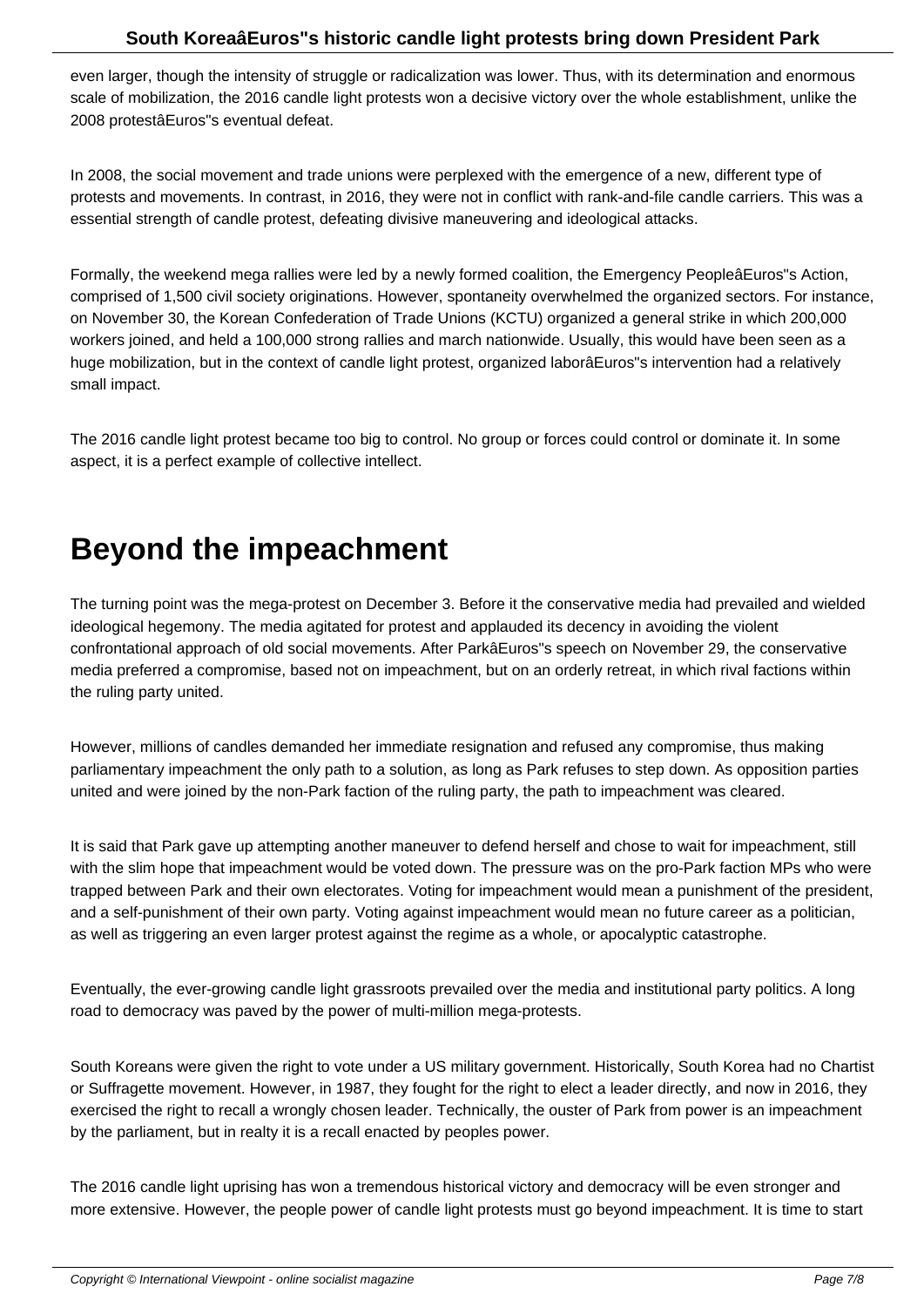even larger, though the intensity of struggle or radicalization was lower. Thus, with its determination and enormous scale of mobilization, the 2016 candle light protests won a decisive victory over the whole establishment, unlike the 2008 protestâEuros"s eventual defeat.

In 2008, the social movement and trade unions were perplexed with the emergence of a new, different type of protests and movements. In contrast, in 2016, they were not in conflict with rank-and-file candle carriers. This was a essential strength of candle protest, defeating divisive maneuvering and ideological attacks.

Formally, the weekend mega rallies were led by a newly formed coalition, the Emergency PeopleâEuros"s Action, comprised of 1,500 civil society originations. However, spontaneity overwhelmed the organized sectors. For instance, on November 30, the Korean Confederation of Trade Unions (KCTU) organized a general strike in which 200,000 workers joined, and held a 100,000 strong rallies and march nationwide. Usually, this would have been seen as a huge mobilization, but in the context of candle light protest, organized laborâEuros"s intervention had a relatively small impact.

The 2016 candle light protest became too big to control. No group or forces could control or dominate it. In some aspect, it is a perfect example of collective intellect.

# Beyond the impeachment

The turning point was the mega-protest on December 3. Before it the conservative media had prevailed and wielded ideological hegemony. The media agitated for protest and applauded its decency in avoiding the violent confrontational approach of old social movements. After ParkâEuros"s speech on November 29, the conservative media preferred a compromise, based not on impeachment, but on an orderly retreat, in which rival factions within the ruling party united.

However, millions of candles demanded her immediate resignation and refused any compromise, thus making parliamentary impeachment the only path to a solution, as long as Park refuses to step down. As opposition parties united and were joined by the non-Park faction of the ruling party, the path to impeachment was cleared.

It is said that Park gave up attempting another maneuver to defend herself and chose to wait for impeachment, still with the slim hope that impeachment would be voted down. The pressure was on the pro-Park faction MPs who were trapped between Park and their own electorates. Voting for impeachment would mean a punishment of the president, and a self-punishment of their own party. Voting against impeachment would mean no future career as a politician, as well as triggering an even larger protest against the regime as a whole, or apocalyptic catastrophe.

Eventually, the ever-growing candle light grassroots prevailed over the media and institutional party politics. A long road to democracy was paved by the power of multi-million mega-protests.

South Koreans were given the right to vote under a US military government. Historically, South Korea had no Chartist or Suffragette movement. However, in 1987, they fought for the right to elect a leader directly, and now in 2016, they exercised the right to recall a wrongly chosen leader. Technically, the ouster of Park from power is an impeachment by the parliament, but in realty it is a recall enacted by peoples power.

The 2016 candle light uprising has won a tremendous historical victory and democracy will be even stronger and more extensive. However, the people power of candle light protests must go beyond impeachment. It is time to start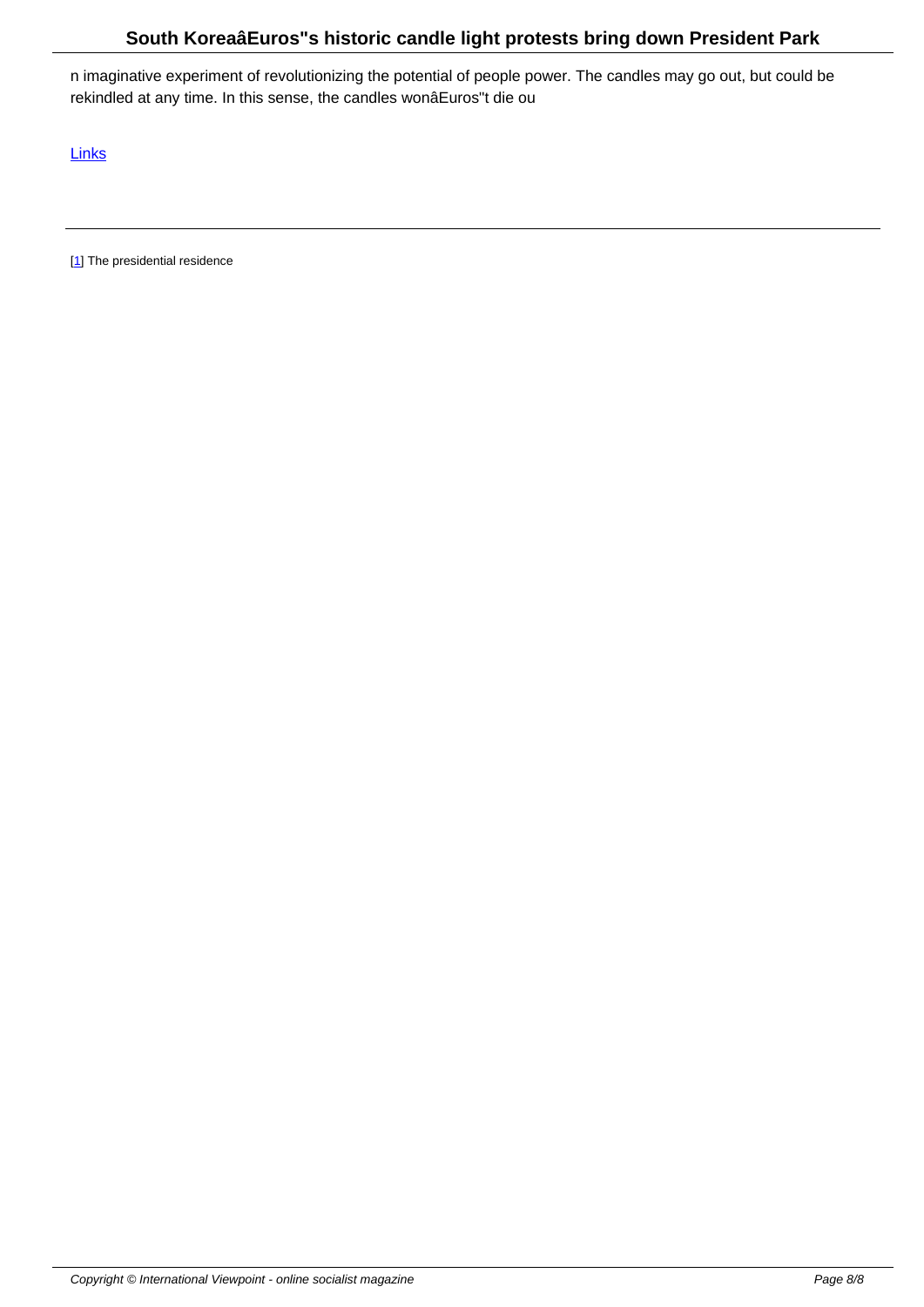n imaginative experiment of revolutionizing the potential of people power. The candles may go out, but could be rekindled at any time. In this sense, the candles wonâEuros"t die ou

Links

---

[1] The presidential residence